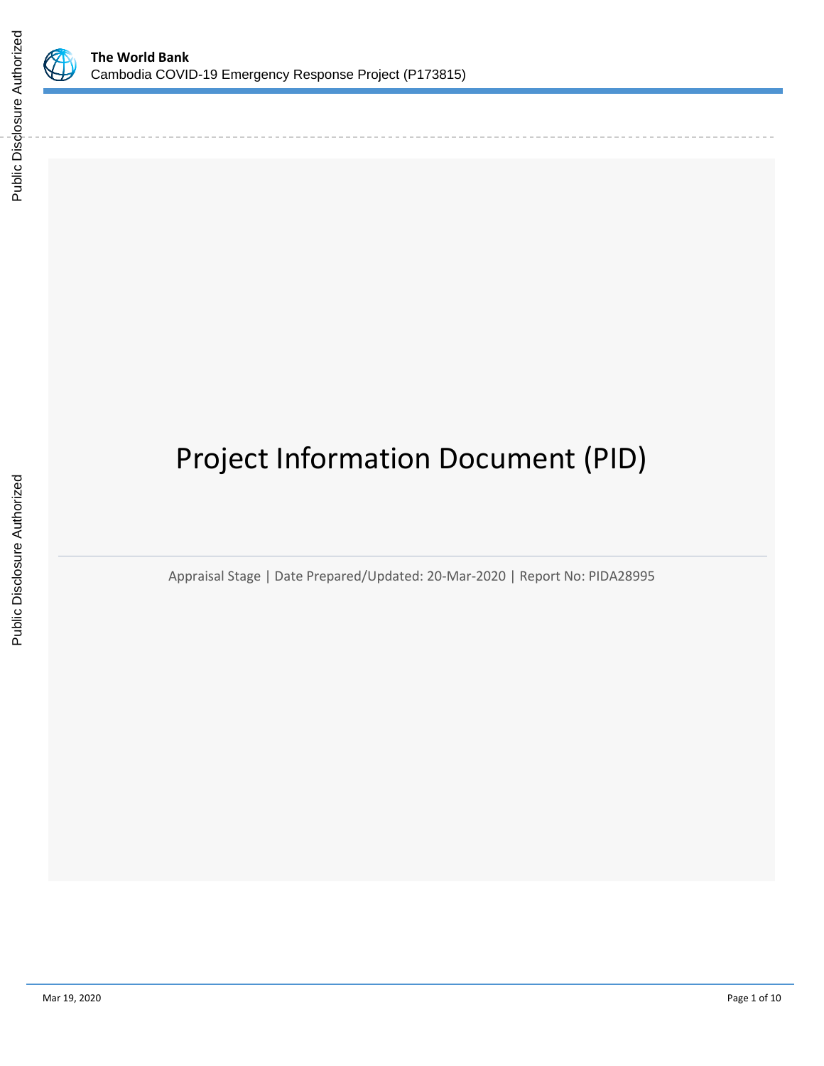# Project Information Document (PID)

Appraisal Stage | Date Prepared/Updated: 20-Mar-2020 | Report No: PIDA28995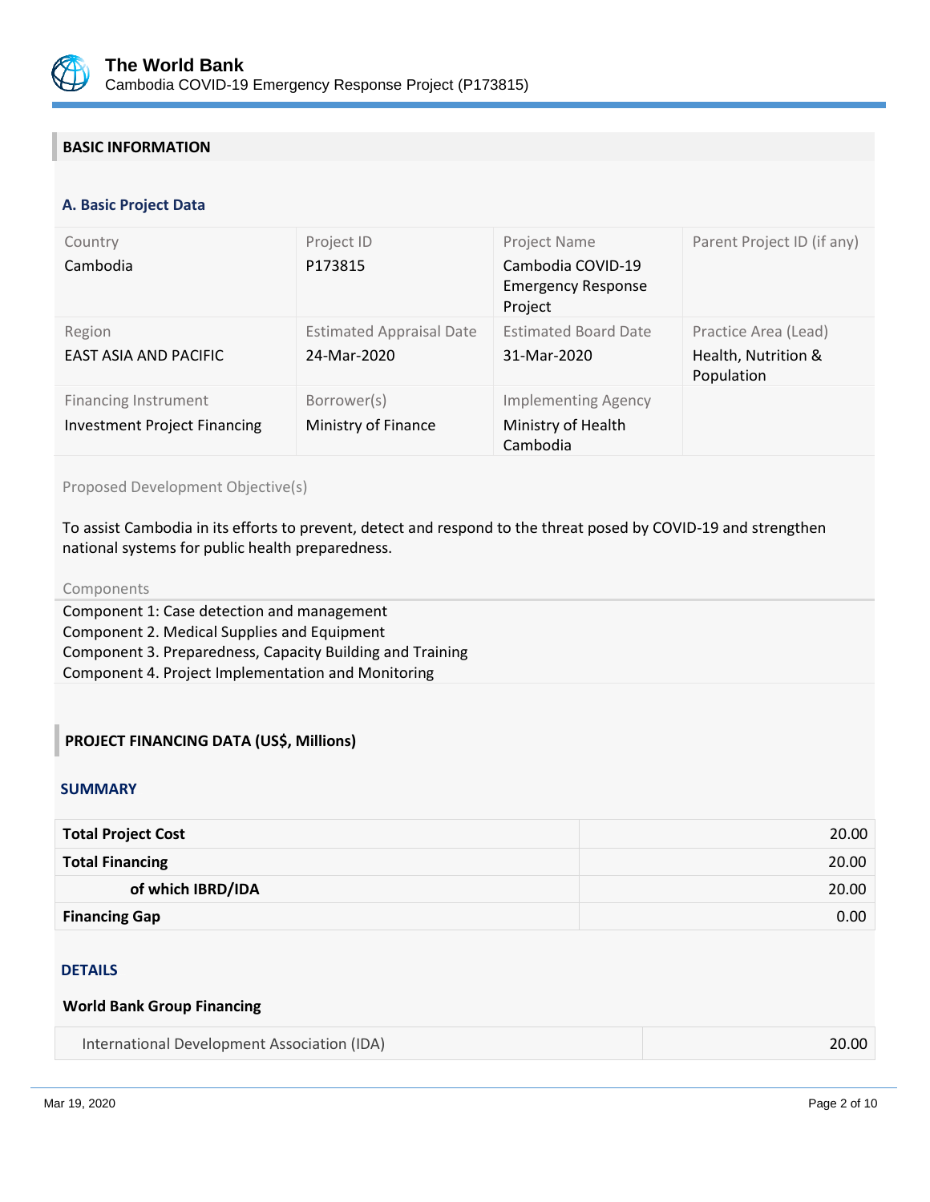## BASIC INFORMATION

### A. Basic Project Data

| Country | Project ID | Project Name | Parent Project ID (if any) |
|---|---|---|---|
| Cambodia | P173815 | Cambodia COVID-19 Emergency Response Project | |
| **Region** | **Estimated Appraisal Date** | **Estimated Board Date** | **Practice Area (Lead)** |
| EAST ASIA AND PACIFIC | 24-Mar-2020 | 31-Mar-2020 | Health, Nutrition & Population |
| **Financing Instrument** | **Borrower(s)** | **Implementing Agency** | |
| Investment Project Financing | Ministry of Finance | Ministry of Health Cambodia | |

Proposed Development Objective(s)

To assist Cambodia in its efforts to prevent, detect and respond to the threat posed by COVID-19 and strengthen national systems for public health preparedness.

Components

Component 1: Case detection and management
Component 2. Medical Supplies and Equipment
Component 3. Preparedness, Capacity Building and Training
Component 4. Project Implementation and Monitoring

## PROJECT FINANCING DATA (US$, Millions)

### SUMMARY

| | |
|---|---|
| **Total Project Cost** | 20.00 |
| **Total Financing** | 20.00 |
| **of which IBRD/IDA** | 20.00 |
| **Financing Gap** | 0.00 |

### DETAILS

**World Bank Group Financing**

| | |
|---|---|
| International Development Association (IDA) | 20.00 |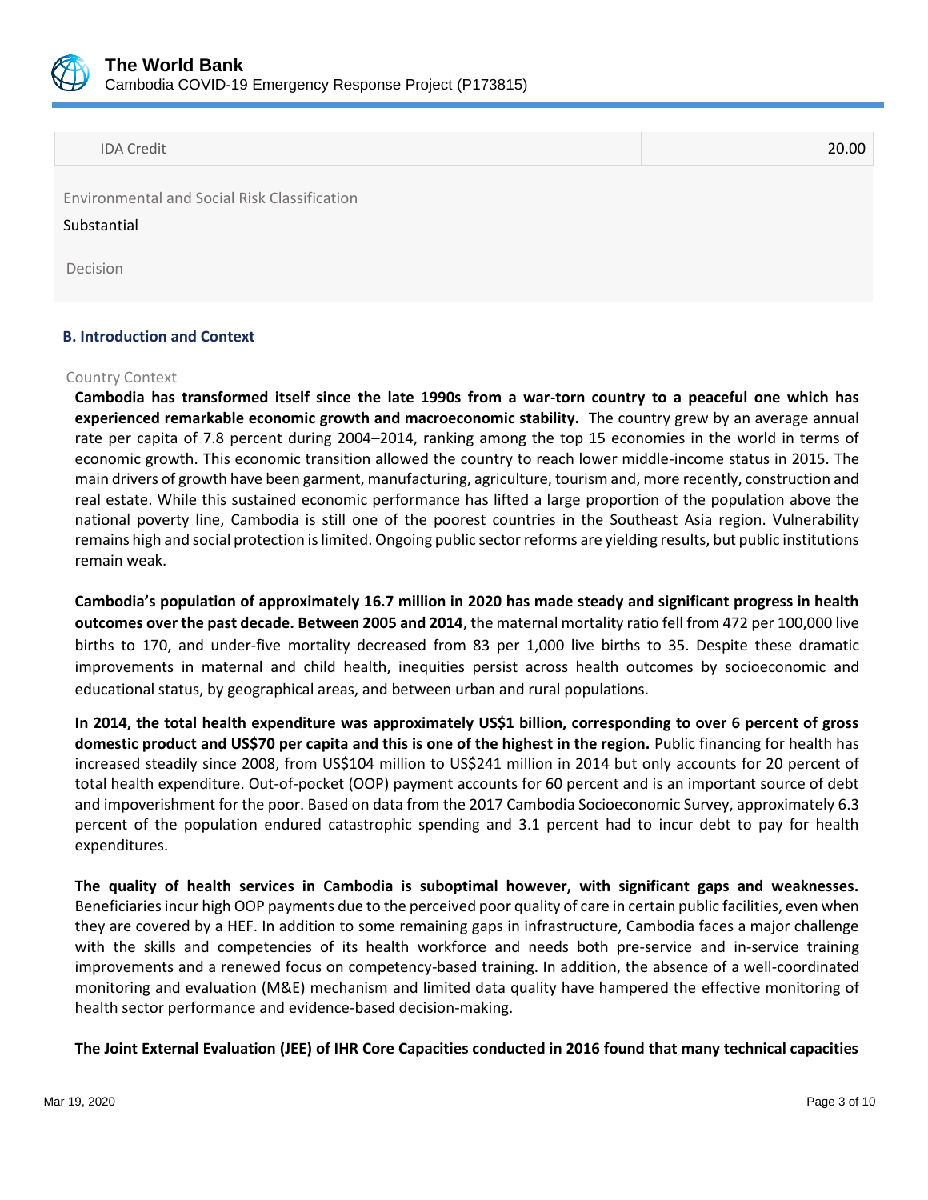| IDA Credit | 20.00 |
| --- | --- |

Environmental and Social Risk Classification

Substantial

Decision

### B. Introduction and Context

Country Context

**Cambodia has transformed itself since the late 1990s from a war-torn country to a peaceful one which has experienced remarkable economic growth and macroeconomic stability.** The country grew by an average annual rate per capita of 7.8 percent during 2004–2014, ranking among the top 15 economies in the world in terms of economic growth. This economic transition allowed the country to reach lower middle-income status in 2015. The main drivers of growth have been garment, manufacturing, agriculture, tourism and, more recently, construction and real estate. While this sustained economic performance has lifted a large proportion of the population above the national poverty line, Cambodia is still one of the poorest countries in the Southeast Asia region. Vulnerability remains high and social protection is limited. Ongoing public sector reforms are yielding results, but public institutions remain weak.

**Cambodia's population of approximately 16.7 million in 2020 has made steady and significant progress in health outcomes over the past decade. Between 2005 and 2014**, the maternal mortality ratio fell from 472 per 100,000 live births to 170, and under-five mortality decreased from 83 per 1,000 live births to 35. Despite these dramatic improvements in maternal and child health, inequities persist across health outcomes by socioeconomic and educational status, by geographical areas, and between urban and rural populations.

**In 2014, the total health expenditure was approximately US$1 billion, corresponding to over 6 percent of gross domestic product and US$70 per capita and this is one of the highest in the region.** Public financing for health has increased steadily since 2008, from US$104 million to US$241 million in 2014 but only accounts for 20 percent of total health expenditure. Out-of-pocket (OOP) payment accounts for 60 percent and is an important source of debt and impoverishment for the poor. Based on data from the 2017 Cambodia Socioeconomic Survey, approximately 6.3 percent of the population endured catastrophic spending and 3.1 percent had to incur debt to pay for health expenditures.

**The quality of health services in Cambodia is suboptimal however, with significant gaps and weaknesses.** Beneficiaries incur high OOP payments due to the perceived poor quality of care in certain public facilities, even when they are covered by a HEF. In addition to some remaining gaps in infrastructure, Cambodia faces a major challenge with the skills and competencies of its health workforce and needs both pre-service and in-service training improvements and a renewed focus on competency-based training. In addition, the absence of a well-coordinated monitoring and evaluation (M&E) mechanism and limited data quality have hampered the effective monitoring of health sector performance and evidence-based decision-making.

**The Joint External Evaluation (JEE) of IHR Core Capacities conducted in 2016 found that many technical capacities**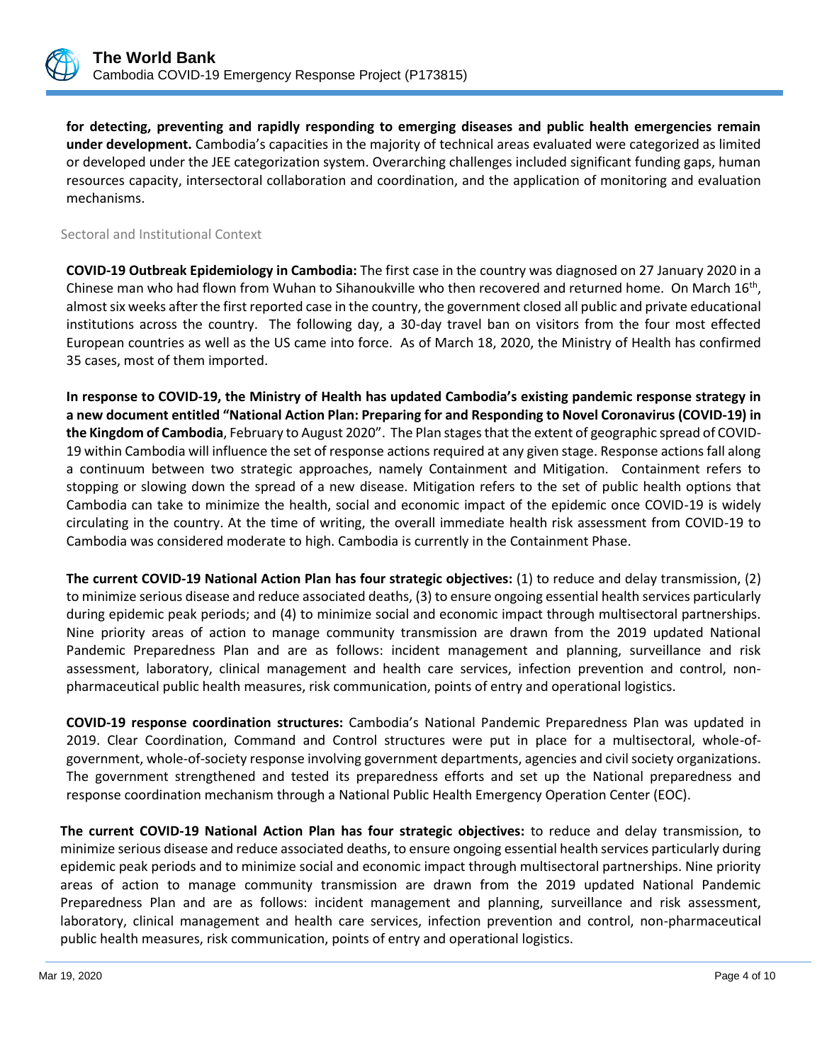**for detecting, preventing and rapidly responding to emerging diseases and public health emergencies remain under development.** Cambodia's capacities in the majority of technical areas evaluated were categorized as limited or developed under the JEE categorization system. Overarching challenges included significant funding gaps, human resources capacity, intersectoral collaboration and coordination, and the application of monitoring and evaluation mechanisms.

## Sectoral and Institutional Context

**COVID-19 Outbreak Epidemiology in Cambodia:** The first case in the country was diagnosed on 27 January 2020 in a Chinese man who had flown from Wuhan to Sihanoukville who then recovered and returned home. On March 16th, almost six weeks after the first reported case in the country, the government closed all public and private educational institutions across the country. The following day, a 30-day travel ban on visitors from the four most effected European countries as well as the US came into force. As of March 18, 2020, the Ministry of Health has confirmed 35 cases, most of them imported.

**In response to COVID-19, the Ministry of Health has updated Cambodia's existing pandemic response strategy in a new document entitled "National Action Plan: Preparing for and Responding to Novel Coronavirus (COVID-19) in the Kingdom of Cambodia**, February to August 2020". The Plan stages that the extent of geographic spread of COVID-19 within Cambodia will influence the set of response actions required at any given stage. Response actions fall along a continuum between two strategic approaches, namely Containment and Mitigation. Containment refers to stopping or slowing down the spread of a new disease. Mitigation refers to the set of public health options that Cambodia can take to minimize the health, social and economic impact of the epidemic once COVID-19 is widely circulating in the country. At the time of writing, the overall immediate health risk assessment from COVID-19 to Cambodia was considered moderate to high. Cambodia is currently in the Containment Phase.

**The current COVID-19 National Action Plan has four strategic objectives:** (1) to reduce and delay transmission, (2) to minimize serious disease and reduce associated deaths, (3) to ensure ongoing essential health services particularly during epidemic peak periods; and (4) to minimize social and economic impact through multisectoral partnerships. Nine priority areas of action to manage community transmission are drawn from the 2019 updated National Pandemic Preparedness Plan and are as follows: incident management and planning, surveillance and risk assessment, laboratory, clinical management and health care services, infection prevention and control, non-pharmaceutical public health measures, risk communication, points of entry and operational logistics.

**COVID-19 response coordination structures:** Cambodia's National Pandemic Preparedness Plan was updated in 2019. Clear Coordination, Command and Control structures were put in place for a multisectoral, whole-of-government, whole-of-society response involving government departments, agencies and civil society organizations. The government strengthened and tested its preparedness efforts and set up the National preparedness and response coordination mechanism through a National Public Health Emergency Operation Center (EOC).

**The current COVID-19 National Action Plan has four strategic objectives:** to reduce and delay transmission, to minimize serious disease and reduce associated deaths, to ensure ongoing essential health services particularly during epidemic peak periods and to minimize social and economic impact through multisectoral partnerships. Nine priority areas of action to manage community transmission are drawn from the 2019 updated National Pandemic Preparedness Plan and are as follows: incident management and planning, surveillance and risk assessment, laboratory, clinical management and health care services, infection prevention and control, non-pharmaceutical public health measures, risk communication, points of entry and operational logistics.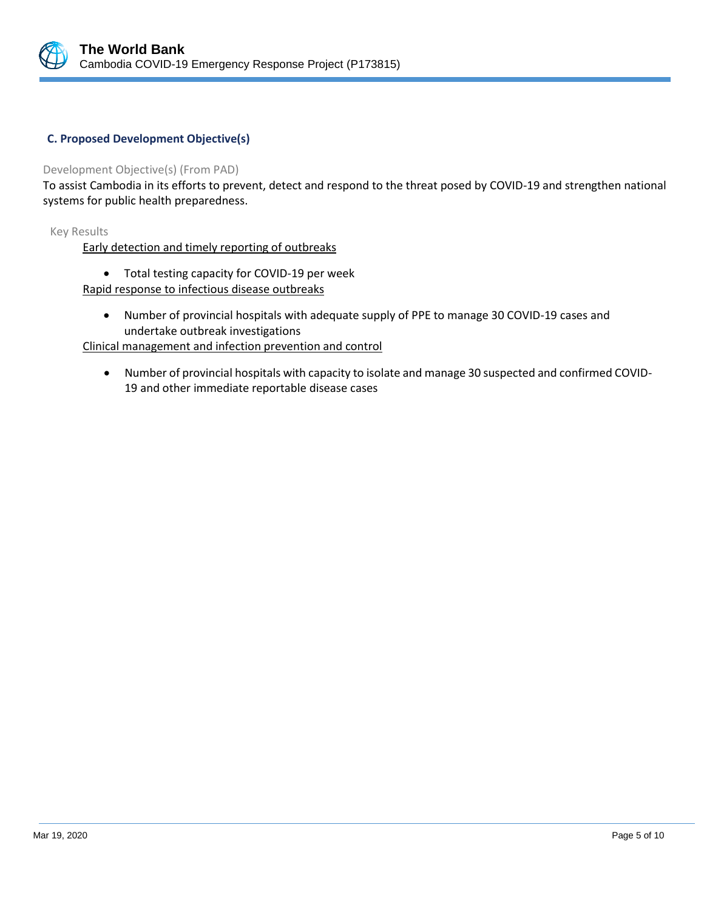### C. Proposed Development Objective(s)

Development Objective(s) (From PAD)

To assist Cambodia in its efforts to prevent, detect and respond to the threat posed by COVID-19 and strengthen national systems for public health preparedness.

Key Results

<u>Early detection and timely reporting of outbreaks</u>

- Total testing capacity for COVID-19 per week

<u>Rapid response to infectious disease outbreaks</u>

- Number of provincial hospitals with adequate supply of PPE to manage 30 COVID-19 cases and undertake outbreak investigations

<u>Clinical management and infection prevention and control</u>

- Number of provincial hospitals with capacity to isolate and manage 30 suspected and confirmed COVID-19 and other immediate reportable disease cases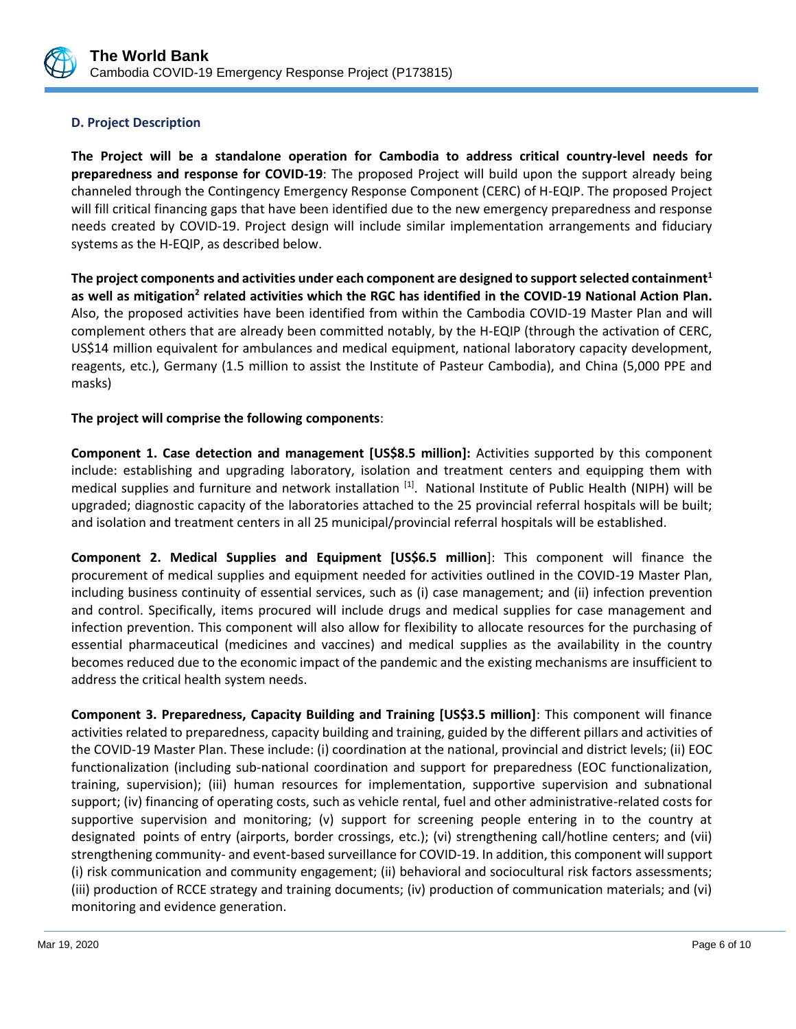### D. Project Description

**The Project will be a standalone operation for Cambodia to address critical country-level needs for preparedness and response for COVID-19**: The proposed Project will build upon the support already being channeled through the Contingency Emergency Response Component (CERC) of H-EQIP. The proposed Project will fill critical financing gaps that have been identified due to the new emergency preparedness and response needs created by COVID-19. Project design will include similar implementation arrangements and fiduciary systems as the H-EQIP, as described below.

**The project components and activities under each component are designed to support selected containment[1] as well as mitigation[2] related activities which the RGC has identified in the COVID-19 National Action Plan.** Also, the proposed activities have been identified from within the Cambodia COVID-19 Master Plan and will complement others that are already been committed notably, by the H-EQIP (through the activation of CERC, US$14 million equivalent for ambulances and medical equipment, national laboratory capacity development, reagents, etc.), Germany (1.5 million to assist the Institute of Pasteur Cambodia), and China (5,000 PPE and masks)

**The project will comprise the following components**:

**Component 1. Case detection and management [US$8.5 million]:** Activities supported by this component include: establishing and upgrading laboratory, isolation and treatment centers and equipping them with medical supplies and furniture and network installation [1]. National Institute of Public Health (NIPH) will be upgraded; diagnostic capacity of the laboratories attached to the 25 provincial referral hospitals will be built; and isolation and treatment centers in all 25 municipal/provincial referral hospitals will be established.

**Component 2. Medical Supplies and Equipment [US$6.5 million**]: This component will finance the procurement of medical supplies and equipment needed for activities outlined in the COVID-19 Master Plan, including business continuity of essential services, such as (i) case management; and (ii) infection prevention and control. Specifically, items procured will include drugs and medical supplies for case management and infection prevention. This component will also allow for flexibility to allocate resources for the purchasing of essential pharmaceutical (medicines and vaccines) and medical supplies as the availability in the country becomes reduced due to the economic impact of the pandemic and the existing mechanisms are insufficient to address the critical health system needs.

**Component 3. Preparedness, Capacity Building and Training [US$3.5 million]**: This component will finance activities related to preparedness, capacity building and training, guided by the different pillars and activities of the COVID-19 Master Plan. These include: (i) coordination at the national, provincial and district levels; (ii) EOC functionalization (including sub-national coordination and support for preparedness (EOC functionalization, training, supervision); (iii) human resources for implementation, supportive supervision and subnational support; (iv) financing of operating costs, such as vehicle rental, fuel and other administrative-related costs for supportive supervision and monitoring; (v) support for screening people entering in to the country at designated points of entry (airports, border crossings, etc.); (vi) strengthening call/hotline centers; and (vii) strengthening community- and event-based surveillance for COVID-19. In addition, this component will support (i) risk communication and community engagement; (ii) behavioral and sociocultural risk factors assessments; (iii) production of RCCE strategy and training documents; (iv) production of communication materials; and (vi) monitoring and evidence generation.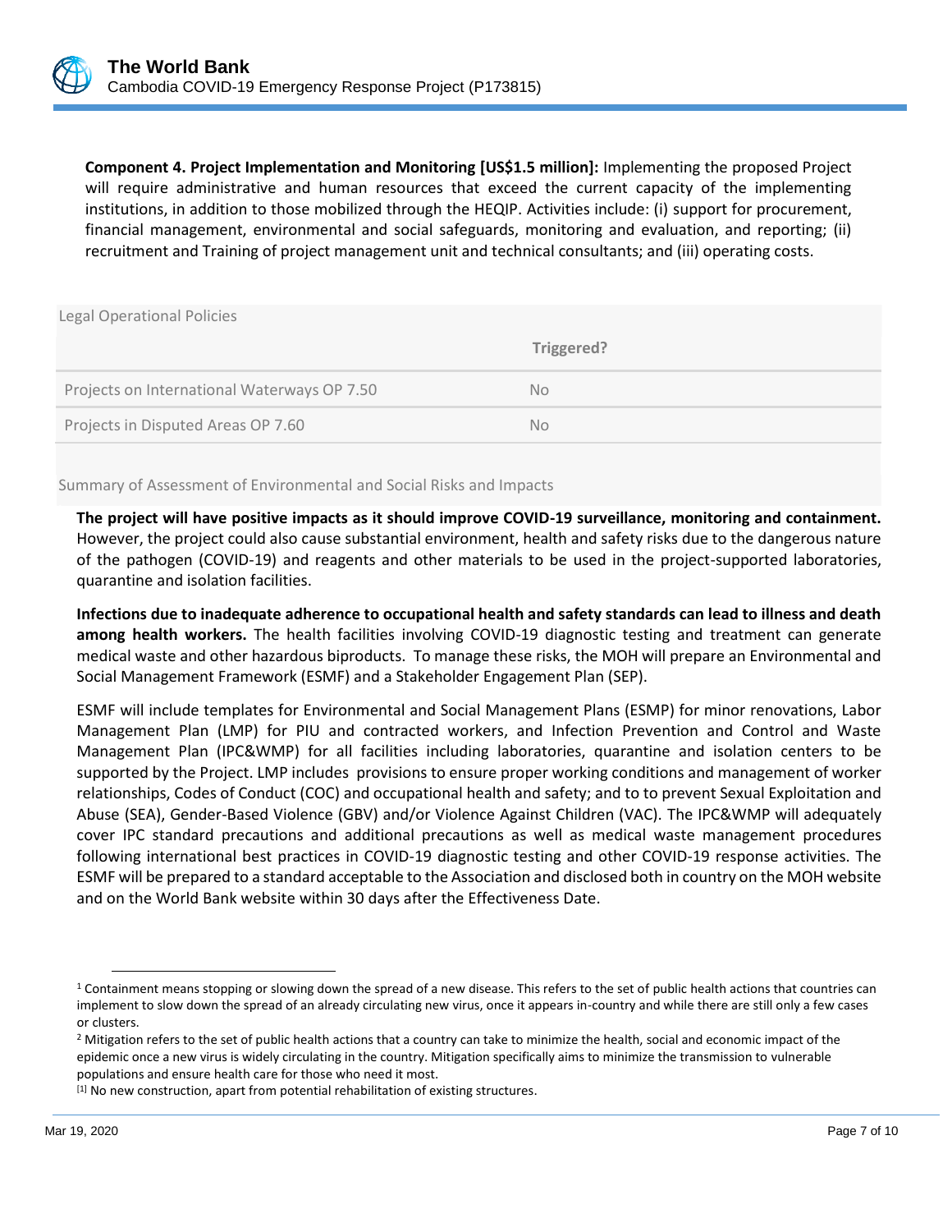**Component 4. Project Implementation and Monitoring [US$1.5 million]:** Implementing the proposed Project will require administrative and human resources that exceed the current capacity of the implementing institutions, in addition to those mobilized through the HEQIP. Activities include: (i) support for procurement, financial management, environmental and social safeguards, monitoring and evaluation, and reporting; (ii) recruitment and Training of project management unit and technical consultants; and (iii) operating costs.

Legal Operational Policies

| | Triggered? |
|---|---|
| Projects on International Waterways OP 7.50 | No |
| Projects in Disputed Areas OP 7.60 | No |

Summary of Assessment of Environmental and Social Risks and Impacts

**The project will have positive impacts as it should improve COVID-19 surveillance, monitoring and containment.** However, the project could also cause substantial environment, health and safety risks due to the dangerous nature of the pathogen (COVID-19) and reagents and other materials to be used in the project-supported laboratories, quarantine and isolation facilities.

**Infections due to inadequate adherence to occupational health and safety standards can lead to illness and death among health workers.** The health facilities involving COVID-19 diagnostic testing and treatment can generate medical waste and other hazardous biproducts. To manage these risks, the MOH will prepare an Environmental and Social Management Framework (ESMF) and a Stakeholder Engagement Plan (SEP).

ESMF will include templates for Environmental and Social Management Plans (ESMP) for minor renovations, Labor Management Plan (LMP) for PIU and contracted workers, and Infection Prevention and Control and Waste Management Plan (IPC&WMP) for all facilities including laboratories, quarantine and isolation centers to be supported by the Project. LMP includes provisions to ensure proper working conditions and management of worker relationships, Codes of Conduct (COC) and occupational health and safety; and to to prevent Sexual Exploitation and Abuse (SEA), Gender-Based Violence (GBV) and/or Violence Against Children (VAC). The IPC&WMP will adequately cover IPC standard precautions and additional precautions as well as medical waste management procedures following international best practices in COVID-19 diagnostic testing and other COVID-19 response activities. The ESMF will be prepared to a standard acceptable to the Association and disclosed both in country on the MOH website and on the World Bank website within 30 days after the Effectiveness Date.

---

[1] Containment means stopping or slowing down the spread of a new disease. This refers to the set of public health actions that countries can implement to slow down the spread of an already circulating new virus, once it appears in-country and while there are still only a few cases or clusters.

[2] Mitigation refers to the set of public health actions that a country can take to minimize the health, social and economic impact of the epidemic once a new virus is widely circulating in the country. Mitigation specifically aims to minimize the transmission to vulnerable populations and ensure health care for those who need it most.

[1] No new construction, apart from potential rehabilitation of existing structures.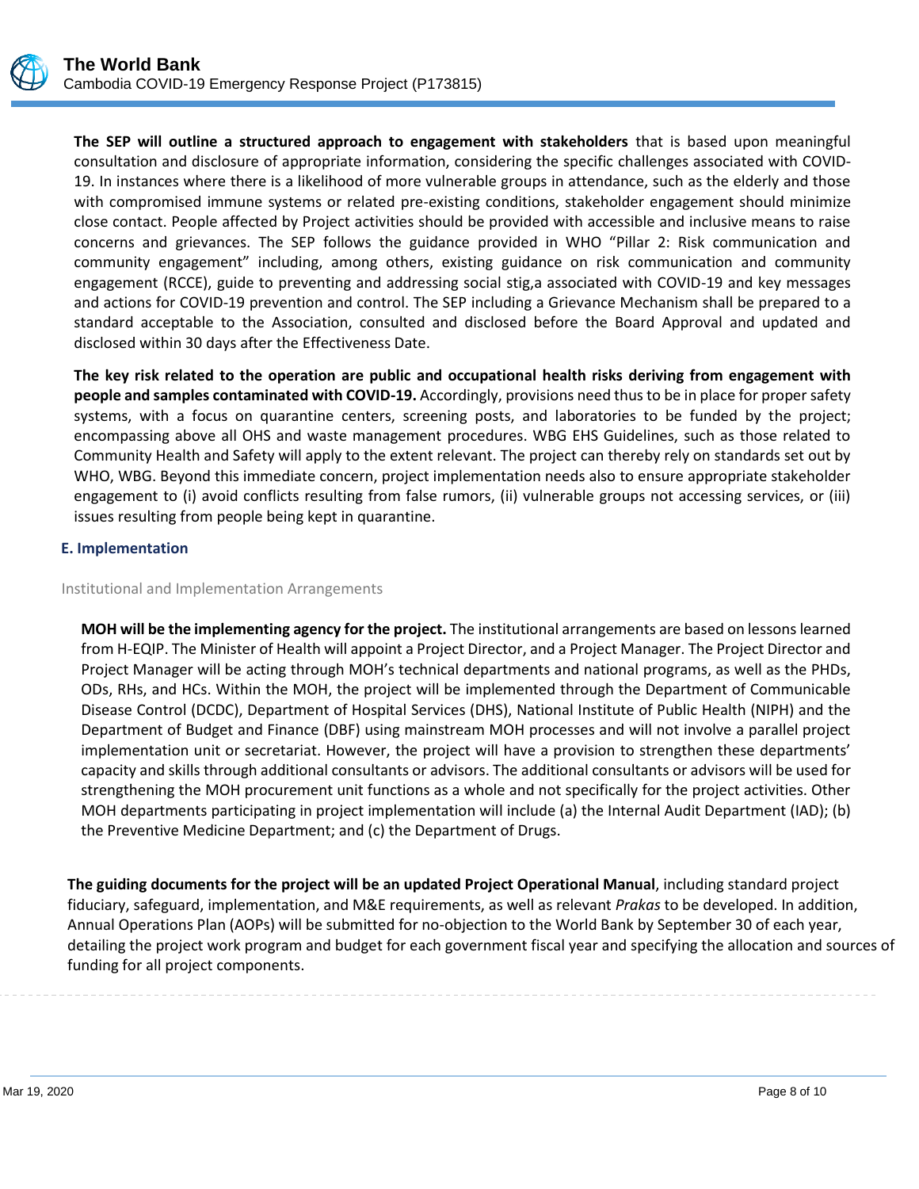**The SEP will outline a structured approach to engagement with stakeholders** that is based upon meaningful consultation and disclosure of appropriate information, considering the specific challenges associated with COVID-19. In instances where there is a likelihood of more vulnerable groups in attendance, such as the elderly and those with compromised immune systems or related pre-existing conditions, stakeholder engagement should minimize close contact. People affected by Project activities should be provided with accessible and inclusive means to raise concerns and grievances. The SEP follows the guidance provided in WHO "Pillar 2: Risk communication and community engagement" including, among others, existing guidance on risk communication and community engagement (RCCE), guide to preventing and addressing social stig,a associated with COVID-19 and key messages and actions for COVID-19 prevention and control. The SEP including a Grievance Mechanism shall be prepared to a standard acceptable to the Association, consulted and disclosed before the Board Approval and updated and disclosed within 30 days after the Effectiveness Date.

**The key risk related to the operation are public and occupational health risks deriving from engagement with people and samples contaminated with COVID-19.** Accordingly, provisions need thus to be in place for proper safety systems, with a focus on quarantine centers, screening posts, and laboratories to be funded by the project; encompassing above all OHS and waste management procedures. WBG EHS Guidelines, such as those related to Community Health and Safety will apply to the extent relevant. The project can thereby rely on standards set out by WHO, WBG. Beyond this immediate concern, project implementation needs also to ensure appropriate stakeholder engagement to (i) avoid conflicts resulting from false rumors, (ii) vulnerable groups not accessing services, or (iii) issues resulting from people being kept in quarantine.

## E. Implementation

### Institutional and Implementation Arrangements

**MOH will be the implementing agency for the project.** The institutional arrangements are based on lessons learned from H-EQIP. The Minister of Health will appoint a Project Director, and a Project Manager. The Project Director and Project Manager will be acting through MOH's technical departments and national programs, as well as the PHDs, ODs, RHs, and HCs. Within the MOH, the project will be implemented through the Department of Communicable Disease Control (DCDC), Department of Hospital Services (DHS), National Institute of Public Health (NIPH) and the Department of Budget and Finance (DBF) using mainstream MOH processes and will not involve a parallel project implementation unit or secretariat. However, the project will have a provision to strengthen these departments' capacity and skills through additional consultants or advisors. The additional consultants or advisors will be used for strengthening the MOH procurement unit functions as a whole and not specifically for the project activities. Other MOH departments participating in project implementation will include (a) the Internal Audit Department (IAD); (b) the Preventive Medicine Department; and (c) the Department of Drugs.

**The guiding documents for the project will be an updated Project Operational Manual**, including standard project fiduciary, safeguard, implementation, and M&E requirements, as well as relevant *Prakas* to be developed. In addition, Annual Operations Plan (AOPs) will be submitted for no-objection to the World Bank by September 30 of each year, detailing the project work program and budget for each government fiscal year and specifying the allocation and sources of funding for all project components.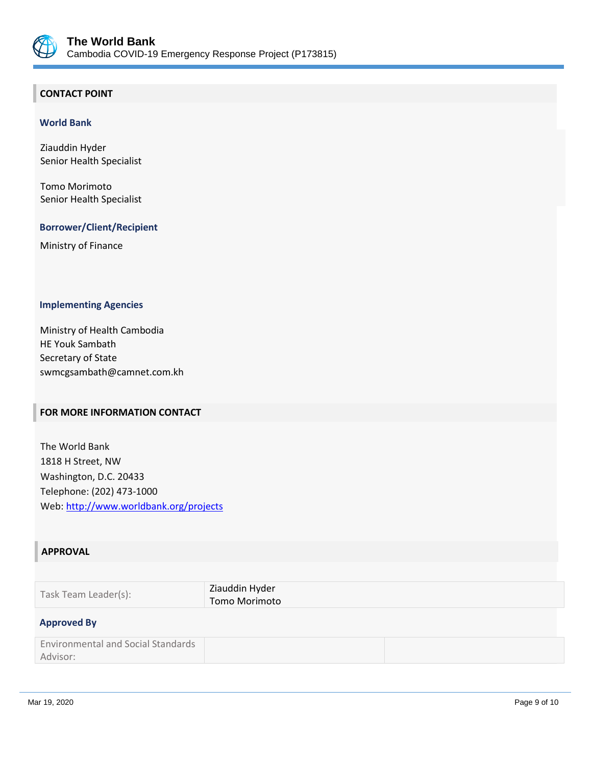## CONTACT POINT

### World Bank

Ziauddin Hyder
Senior Health Specialist

Tomo Morimoto
Senior Health Specialist

### Borrower/Client/Recipient

Ministry of Finance

### Implementing Agencies

Ministry of Health Cambodia
HE Youk Sambath
Secretary of State
swmcgsambath@camnet.com.kh

## FOR MORE INFORMATION CONTACT

The World Bank
1818 H Street, NW
Washington, D.C. 20433
Telephone: (202) 473-1000
Web: http://www.worldbank.org/projects

## APPROVAL

| Task Team Leader(s): | Ziauddin Hyder<br>Tomo Morimoto |
|---|---|

### Approved By

| Environmental and Social Standards Advisor: | | |
|---|---|---|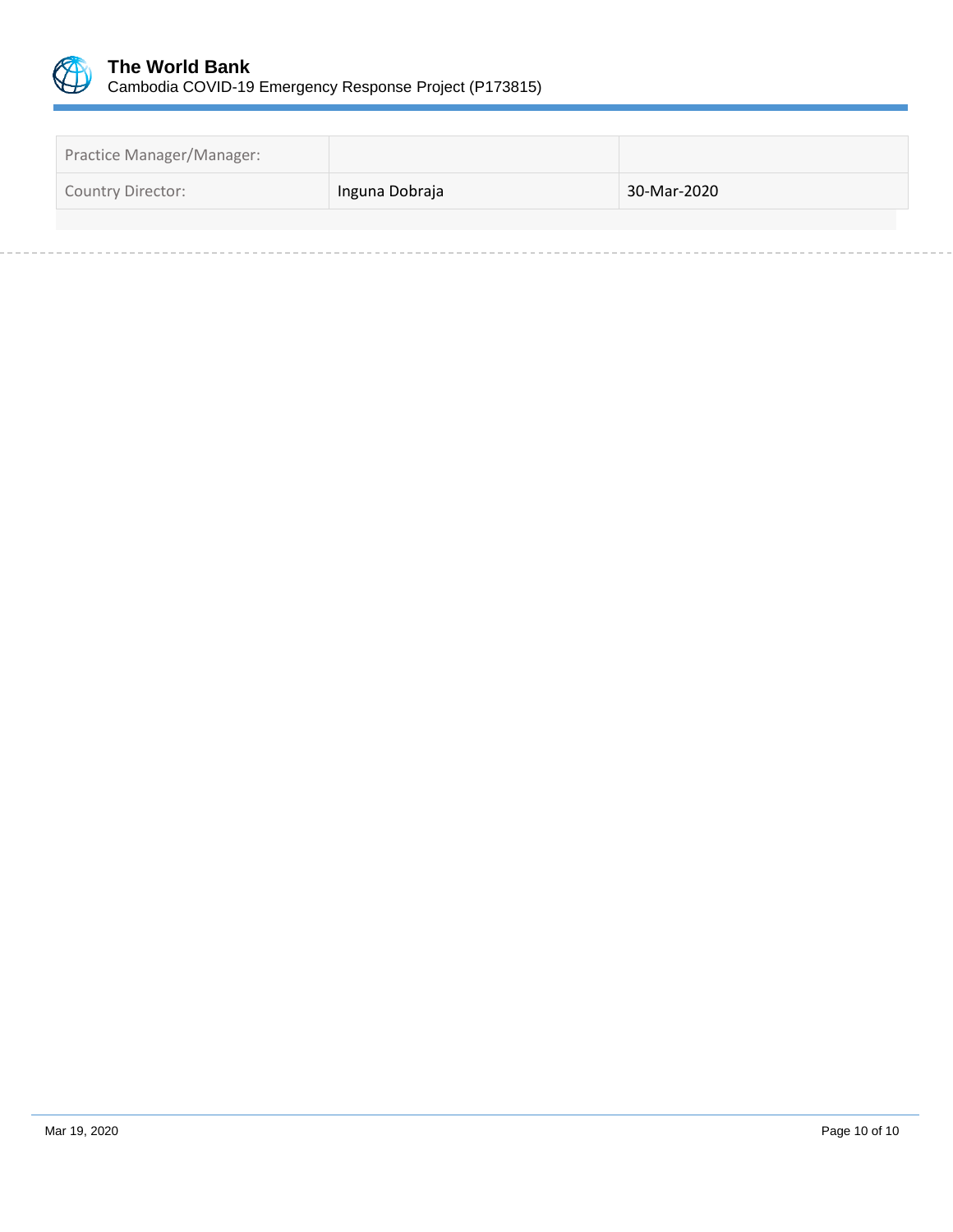| | | |
|---|---|---|
| Practice Manager/Manager: | | |
| Country Director: | Inguna Dobraja | 30-Mar-2020 |